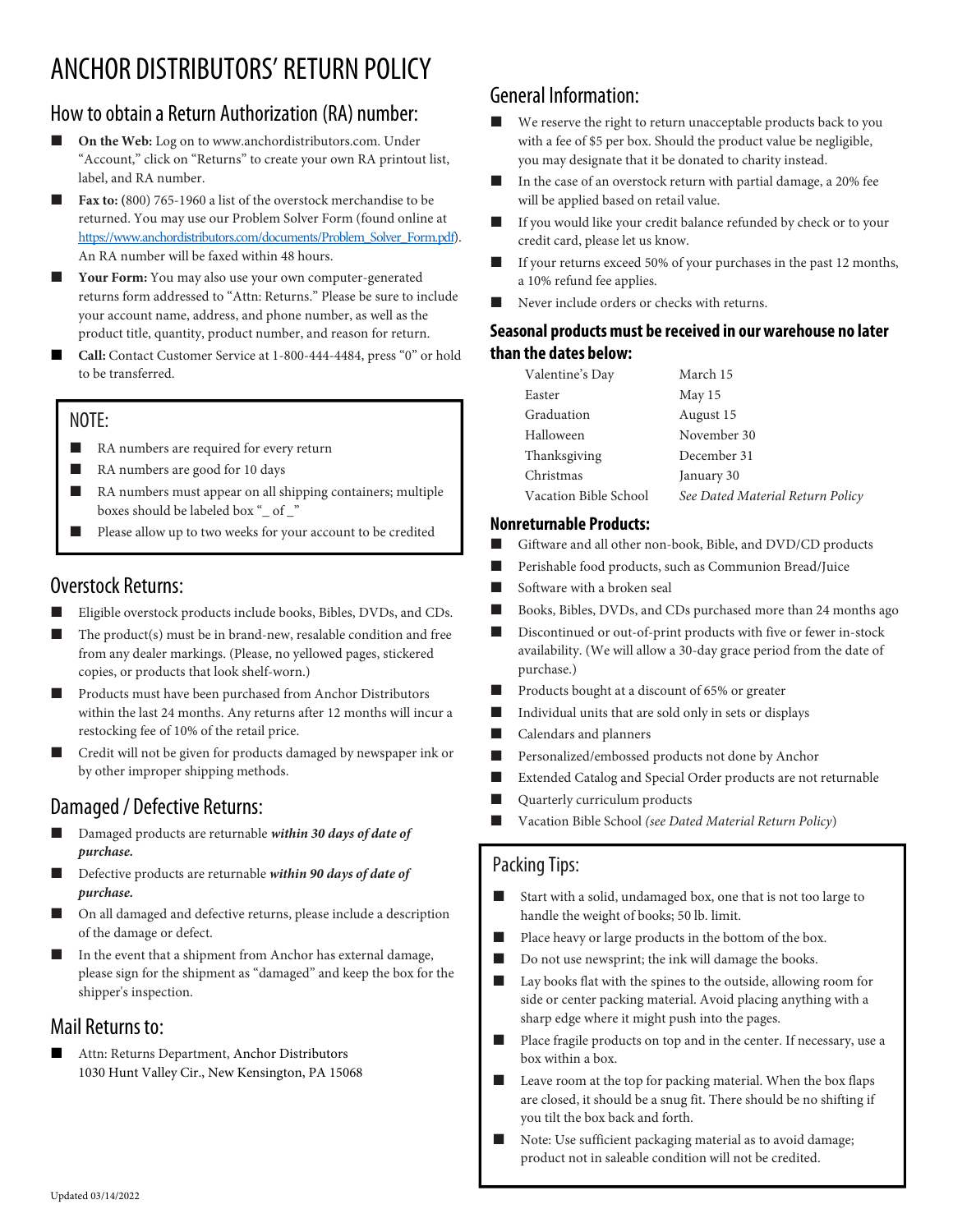# ANCHOR DISTRIBUTORS' RETURN POLICY

## How to obtain a Return Authorization (RA) number:

- **On the Web:** Log on to www.anchordistributors.com. Under "Account," click on "Returns" to create your own RA printout list, label, and RA number.
- **Fax to:** (800) 765-1960 a list of the overstock merchandise to be returned. You may use our Problem Solver Form (found online at https://www.anchordistributors.com/documents/Problem_Solver_Form.pdf). An RA number will be faxed within 48 hours.
- **Your Form:** You may also use your own computer-generated returns form addressed to "Attn: Returns." Please be sure to include your account name, address, and phone number, as well as the product title, quantity, product number, and reason for return.
- **Call:** Contact Customer Service at 1-800-444-4484, press "0" or hold to be transferred.

### NOTE:

- RA numbers are required for every return
- RA numbers are good for 10 days
- RA numbers must appear on all shipping containers; multiple boxes should be labeled box "_ of _"
- Please allow up to two weeks for your account to be credited

## Overstock Returns:

- Eligible overstock products include books, Bibles, DVDs, and CDs.
- The product(s) must be in brand-new, resalable condition and free from any dealer markings. (Please, no yellowed pages, stickered copies, or products that look shelf-worn.)
- Products must have been purchased from Anchor Distributors within the last 24 months. Any returns after 12 months will incur a restocking fee of 10% of the retail price.
- Credit will not be given for products damaged by newspaper ink or by other improper shipping methods.

## Damaged / Defective Returns:

- Damaged products are returnable ***within 30 days of date of purchase.***
- Defective products are returnable ***within 90 days of date of purchase.***
- On all damaged and defective returns, please include a description of the damage or defect.
- In the event that a shipment from Anchor has external damage, please sign for the shipment as "damaged" and keep the box for the shipper's inspection.

## Mail Returns to:

- Attn: Returns Department, Anchor Distributors
  1030 Hunt Valley Cir., New Kensington, PA 15068

## General Information:

- We reserve the right to return unacceptable products back to you with a fee of $5 per box. Should the product value be negligible, you may designate that it be donated to charity instead.
- In the case of an overstock return with partial damage, a 20% fee will be applied based on retail value.
- If you would like your credit balance refunded by check or to your credit card, please let us know.
- If your returns exceed 50% of your purchases in the past 12 months, a 10% refund fee applies.
- Never include orders or checks with returns.

### Seasonal products must be received in our warehouse no later than the dates below:

| | |
|---|---|
| Valentine's Day | March 15 |
| Easter | May 15 |
| Graduation | August 15 |
| Halloween | November 30 |
| Thanksgiving | December 31 |
| Christmas | January 30 |
| Vacation Bible School | *See Dated Material Return Policy* |

### Nonreturnable Products:

- Giftware and all other non-book, Bible, and DVD/CD products
- Perishable food products, such as Communion Bread/Juice
- Software with a broken seal
- Books, Bibles, DVDs, and CDs purchased more than 24 months ago
- Discontinued or out-of-print products with five or fewer in-stock availability. (We will allow a 30-day grace period from the date of purchase.)
- Products bought at a discount of 65% or greater
- Individual units that are sold only in sets or displays
- Calendars and planners
- Personalized/embossed products not done by Anchor
- Extended Catalog and Special Order products are not returnable
- Quarterly curriculum products
- Vacation Bible School *(see Dated Material Return Policy)*

## Packing Tips:

- Start with a solid, undamaged box, one that is not too large to handle the weight of books; 50 lb. limit.
- Place heavy or large products in the bottom of the box.
- Do not use newsprint; the ink will damage the books.
- Lay books flat with the spines to the outside, allowing room for side or center packing material. Avoid placing anything with a sharp edge where it might push into the pages.
- Place fragile products on top and in the center. If necessary, use a box within a box.
- Leave room at the top for packing material. When the box flaps are closed, it should be a snug fit. There should be no shifting if you tilt the box back and forth.
- Note: Use sufficient packaging material as to avoid damage; product not in saleable condition will not be credited.

Updated 03/14/2022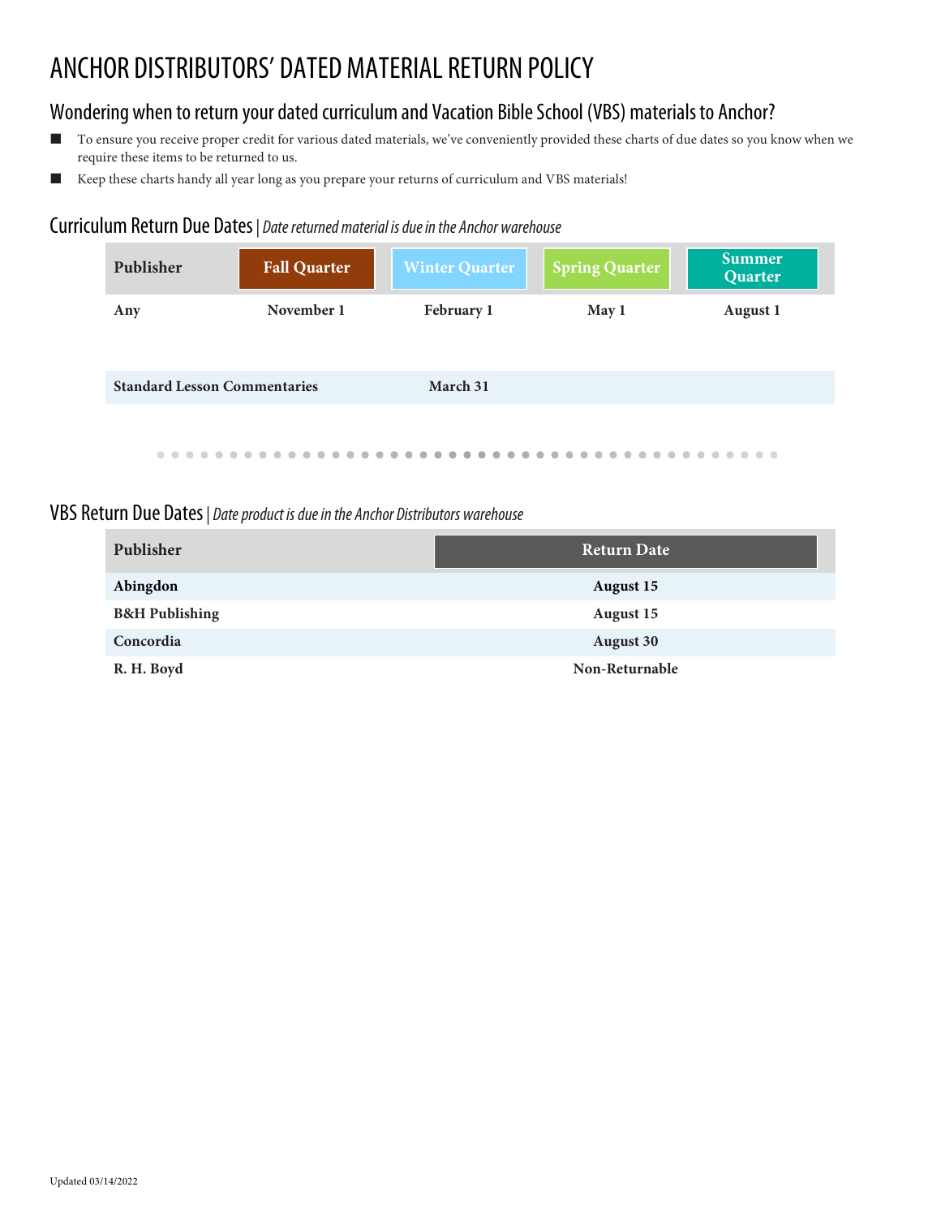# ANCHOR DISTRIBUTORS' DATED MATERIAL RETURN POLICY

## Wondering when to return your dated curriculum and Vacation Bible School (VBS) materials to Anchor?

- To ensure you receive proper credit for various dated materials, we've conveniently provided these charts of due dates so you know when we require these items to be returned to us.
- Keep these charts handy all year long as you prepare your returns of curriculum and VBS materials!

### Curriculum Return Due Dates | *Date returned material is due in the Anchor warehouse*

| Publisher | Fall Quarter | Winter Quarter | Spring Quarter | Summer Quarter |
|---|---|---|---|---|
| Any | November 1 | February 1 | May 1 | August 1 |
| Standard Lesson Commentaries | | March 31 | | |

### VBS Return Due Dates | *Date product is due in the Anchor Distributors warehouse*

| Publisher | Return Date |
|---|---|
| Abingdon | August 15 |
| B&H Publishing | August 15 |
| Concordia | August 30 |
| R. H. Boyd | Non-Returnable |

Updated 03/14/2022